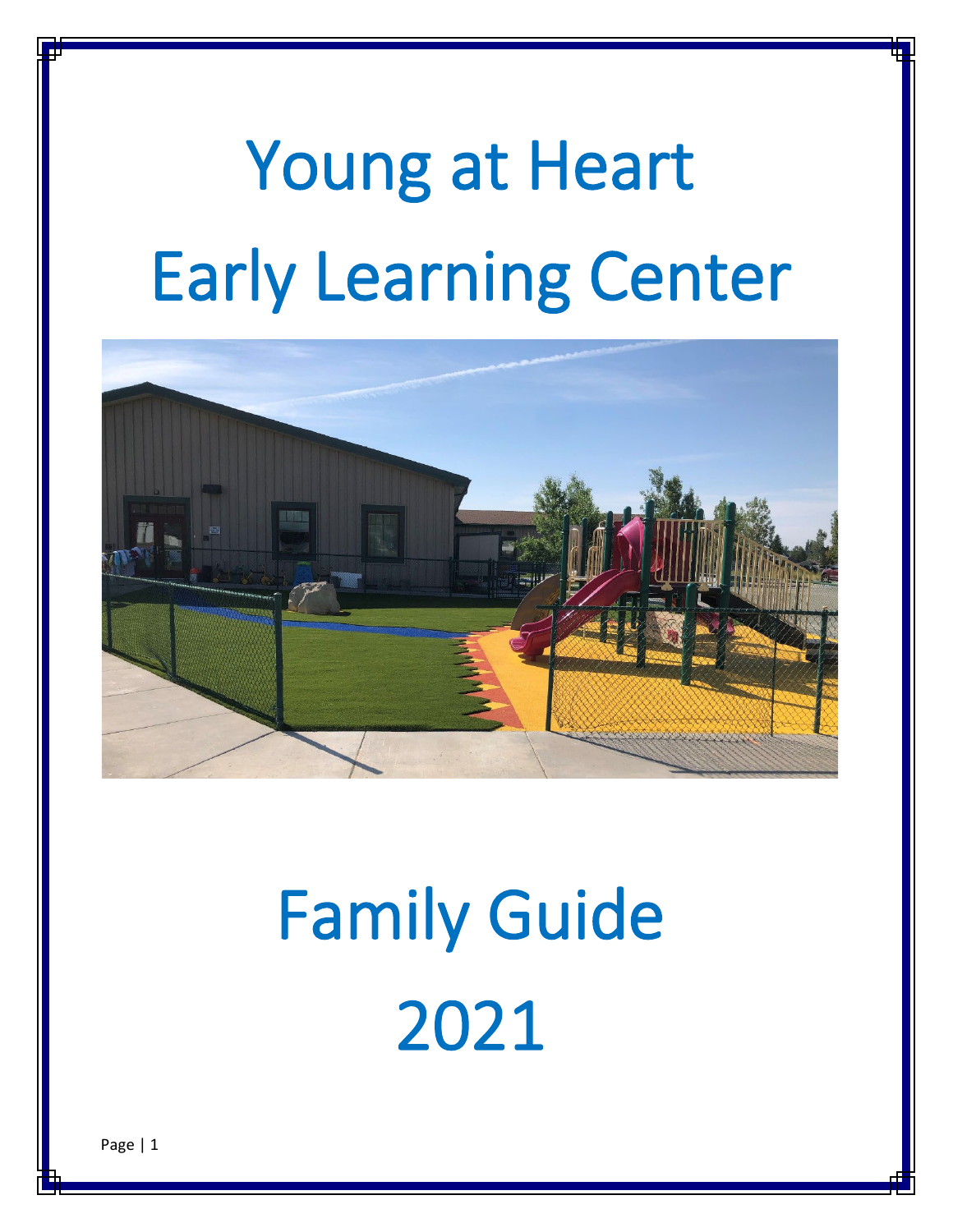# Young at Heart

# Early Learning Center

# Family Guide

# 2021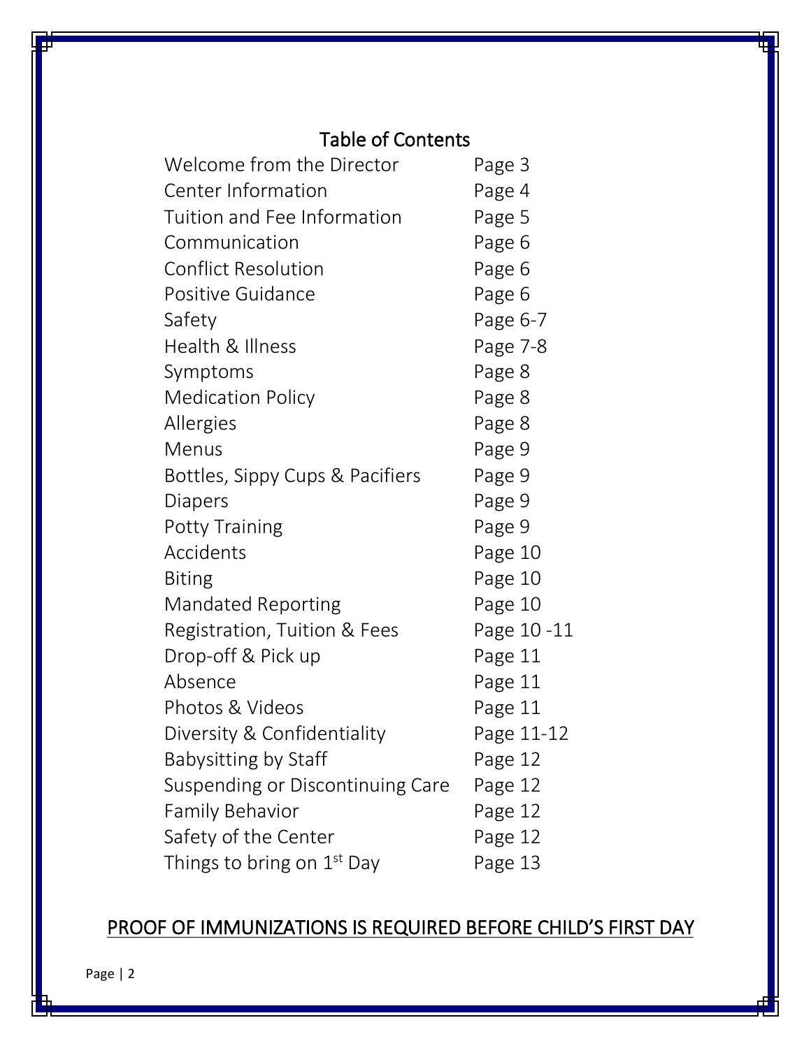## Table of Contents

| | |
|---|---|
| Welcome from the Director | Page 3 |
| Center Information | Page 4 |
| Tuition and Fee Information | Page 5 |
| Communication | Page 6 |
| Conflict Resolution | Page 6 |
| Positive Guidance | Page 6 |
| Safety | Page 6-7 |
| Health & Illness | Page 7-8 |
| Symptoms | Page 8 |
| Medication Policy | Page 8 |
| Allergies | Page 8 |
| Menus | Page 9 |
| Bottles, Sippy Cups & Pacifiers | Page 9 |
| Diapers | Page 9 |
| Potty Training | Page 9 |
| Accidents | Page 10 |
| Biting | Page 10 |
| Mandated Reporting | Page 10 |
| Registration, Tuition & Fees | Page 10 -11 |
| Drop-off & Pick up | Page 11 |
| Absence | Page 11 |
| Photos & Videos | Page 11 |
| Diversity & Confidentiality | Page 11-12 |
| Babysitting by Staff | Page 12 |
| Suspending or Discontinuing Care | Page 12 |
| Family Behavior | Page 12 |
| Safety of the Center | Page 12 |
| Things to bring on 1st Day | Page 13 |

<u>**PROOF OF IMMUNIZATIONS IS REQUIRED BEFORE CHILD'S FIRST DAY**</u>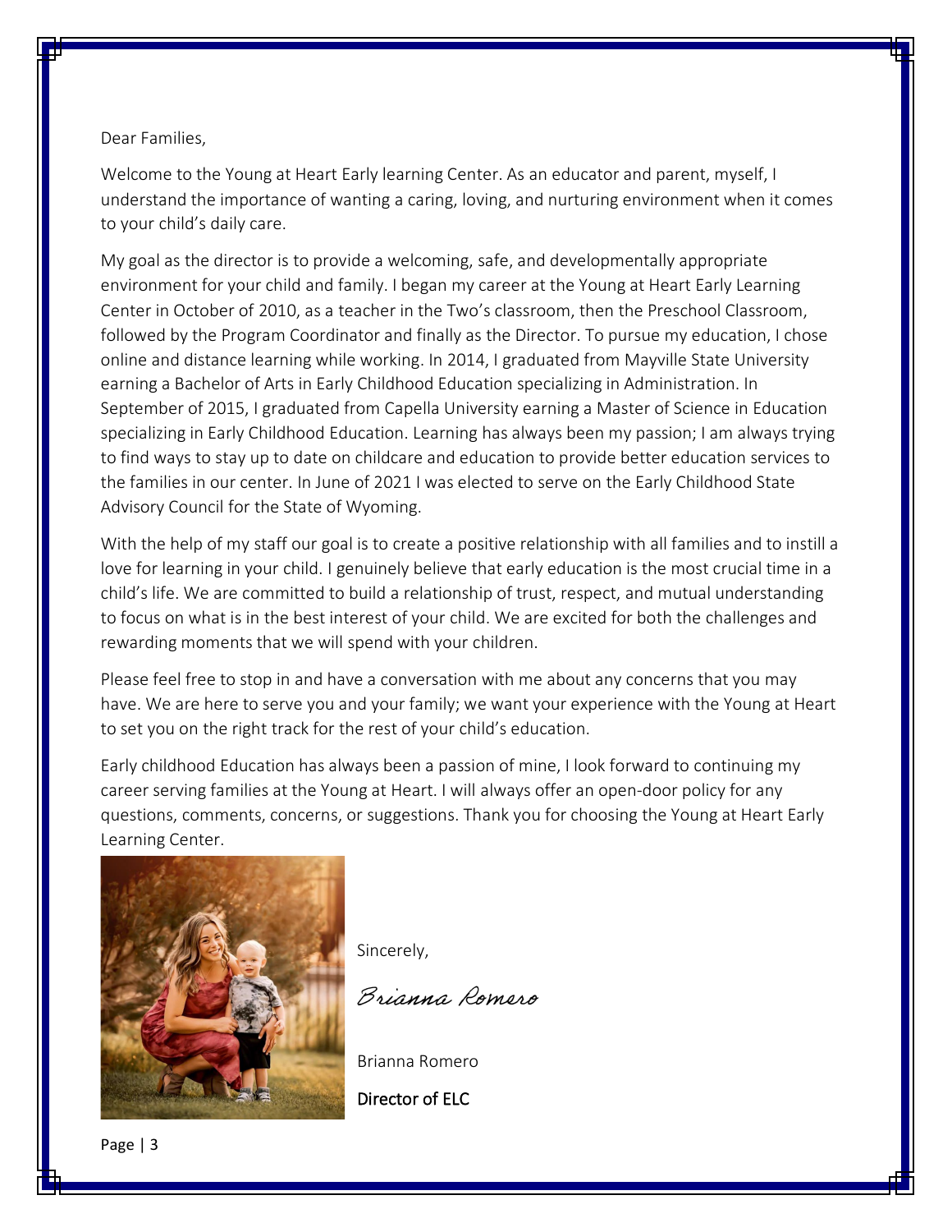Dear Families,

Welcome to the Young at Heart Early learning Center. As an educator and parent, myself, I understand the importance of wanting a caring, loving, and nurturing environment when it comes to your child's daily care.

My goal as the director is to provide a welcoming, safe, and developmentally appropriate environment for your child and family. I began my career at the Young at Heart Early Learning Center in October of 2010, as a teacher in the Two's classroom, then the Preschool Classroom, followed by the Program Coordinator and finally as the Director. To pursue my education, I chose online and distance learning while working. In 2014, I graduated from Mayville State University earning a Bachelor of Arts in Early Childhood Education specializing in Administration. In September of 2015, I graduated from Capella University earning a Master of Science in Education specializing in Early Childhood Education. Learning has always been my passion; I am always trying to find ways to stay up to date on childcare and education to provide better education services to the families in our center. In June of 2021 I was elected to serve on the Early Childhood State Advisory Council for the State of Wyoming.

With the help of my staff our goal is to create a positive relationship with all families and to instill a love for learning in your child. I genuinely believe that early education is the most crucial time in a child's life. We are committed to build a relationship of trust, respect, and mutual understanding to focus on what is in the best interest of your child. We are excited for both the challenges and rewarding moments that we will spend with your children.

Please feel free to stop in and have a conversation with me about any concerns that you may have. We are here to serve you and your family; we want your experience with the Young at Heart to set you on the right track for the rest of your child's education.

Early childhood Education has always been a passion of mine, I look forward to continuing my career serving families at the Young at Heart. I will always offer an open-door policy for any questions, comments, concerns, or suggestions. Thank you for choosing the Young at Heart Early Learning Center.

Sincerely,

*Brianna Romero*

Brianna Romero

Director of ELC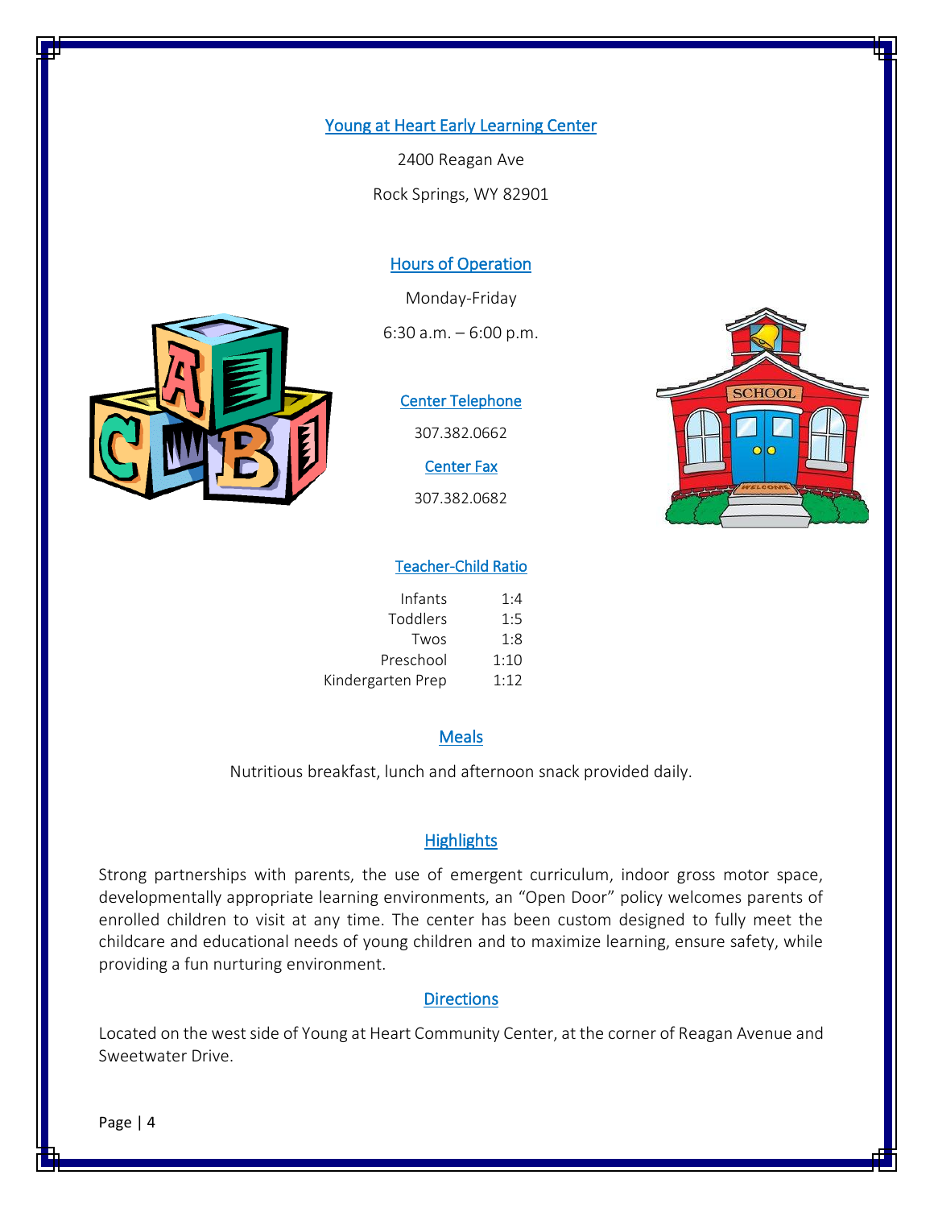## Young at Heart Early Learning Center

2400 Reagan Ave

Rock Springs, WY 82901

## Hours of Operation

Monday-Friday

6:30 a.m. – 6:00 p.m.

## Center Telephone

307.382.0662

## Center Fax

307.382.0682

## Teacher-Child Ratio

| | |
|---|---|
| Infants | 1:4 |
| Toddlers | 1:5 |
| Twos | 1:8 |
| Preschool | 1:10 |
| Kindergarten Prep | 1:12 |

## Meals

Nutritious breakfast, lunch and afternoon snack provided daily.

## Highlights

Strong partnerships with parents, the use of emergent curriculum, indoor gross motor space, developmentally appropriate learning environments, an "Open Door" policy welcomes parents of enrolled children to visit at any time. The center has been custom designed to fully meet the childcare and educational needs of young children and to maximize learning, ensure safety, while providing a fun nurturing environment.

## Directions

Located on the west side of Young at Heart Community Center, at the corner of Reagan Avenue and Sweetwater Drive.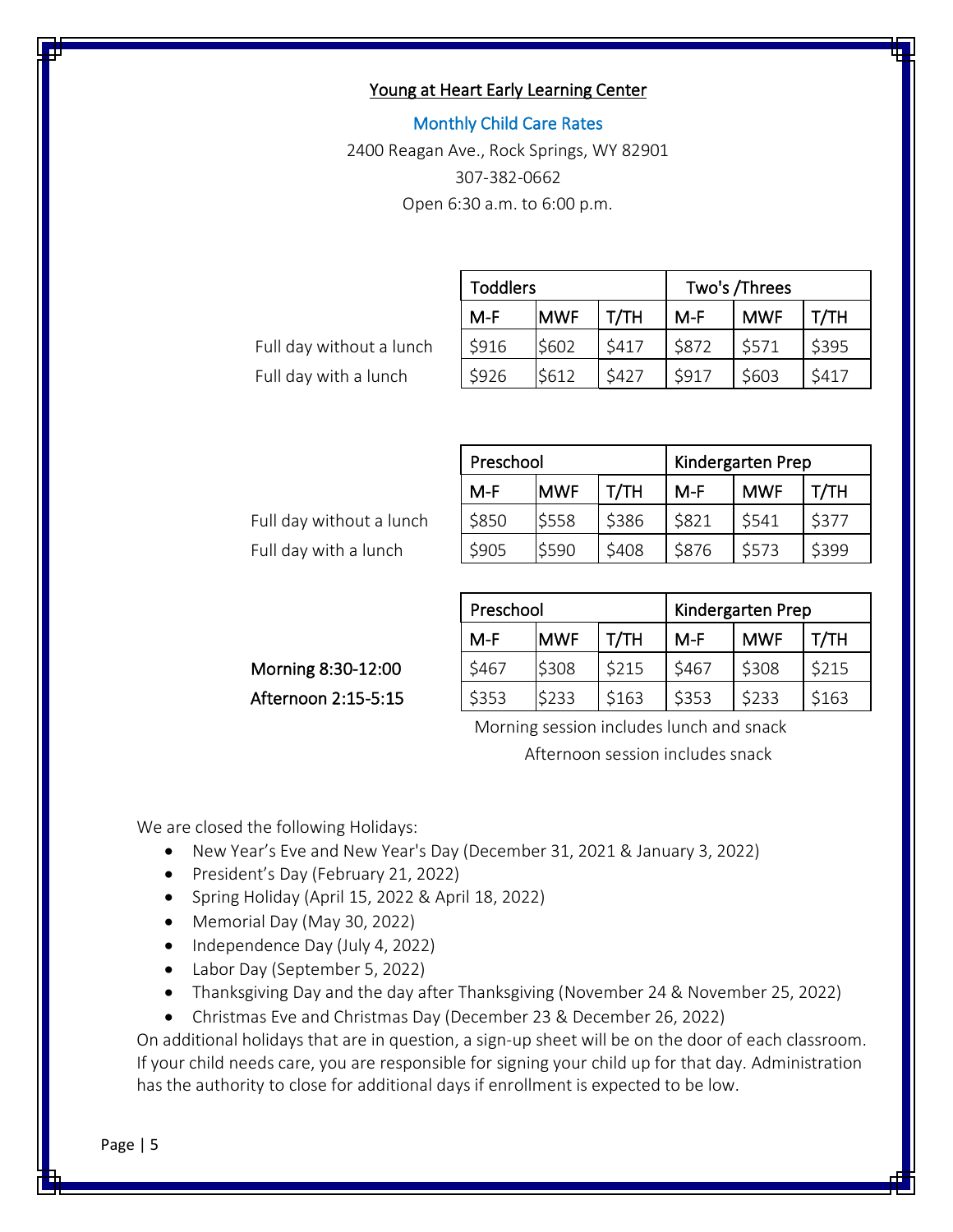Young at Heart Early Learning Center

Monthly Child Care Rates

2400 Reagan Ave., Rock Springs, WY 82901

307-382-0662

Open 6:30 a.m. to 6:00 p.m.

| | Toddlers | | | Two's /Threes | | |
|---|---|---|---|---|---|---|
| | M-F | MWF | T/TH | M-F | MWF | T/TH |
| Full day without a lunch | $916 | $602 | $417 | $872 | $571 | $395 |
| Full day with a lunch | $926 | $612 | $427 | $917 | $603 | $417 |

| | Preschool | | | Kindergarten Prep | | |
|---|---|---|---|---|---|---|
| | M-F | MWF | T/TH | M-F | MWF | T/TH |
| Full day without a lunch | $850 | $558 | $386 | $821 | $541 | $377 |
| Full day with a lunch | $905 | $590 | $408 | $876 | $573 | $399 |

| | Preschool | | | Kindergarten Prep | | |
|---|---|---|---|---|---|---|
| | M-F | MWF | T/TH | M-F | MWF | T/TH |
| Morning 8:30-12:00 | $467 | $308 | $215 | $467 | $308 | $215 |
| Afternoon 2:15-5:15 | $353 | $233 | $163 | $353 | $233 | $163 |

Morning session includes lunch and snack

Afternoon session includes snack

We are closed the following Holidays:

- New Year's Eve and New Year's Day (December 31, 2021 & January 3, 2022)
- President's Day (February 21, 2022)
- Spring Holiday (April 15, 2022 & April 18, 2022)
- Memorial Day (May 30, 2022)
- Independence Day (July 4, 2022)
- Labor Day (September 5, 2022)
- Thanksgiving Day and the day after Thanksgiving (November 24 & November 25, 2022)
- Christmas Eve and Christmas Day (December 23 & December 26, 2022)

On additional holidays that are in question, a sign-up sheet will be on the door of each classroom. If your child needs care, you are responsible for signing your child up for that day. Administration has the authority to close for additional days if enrollment is expected to be low.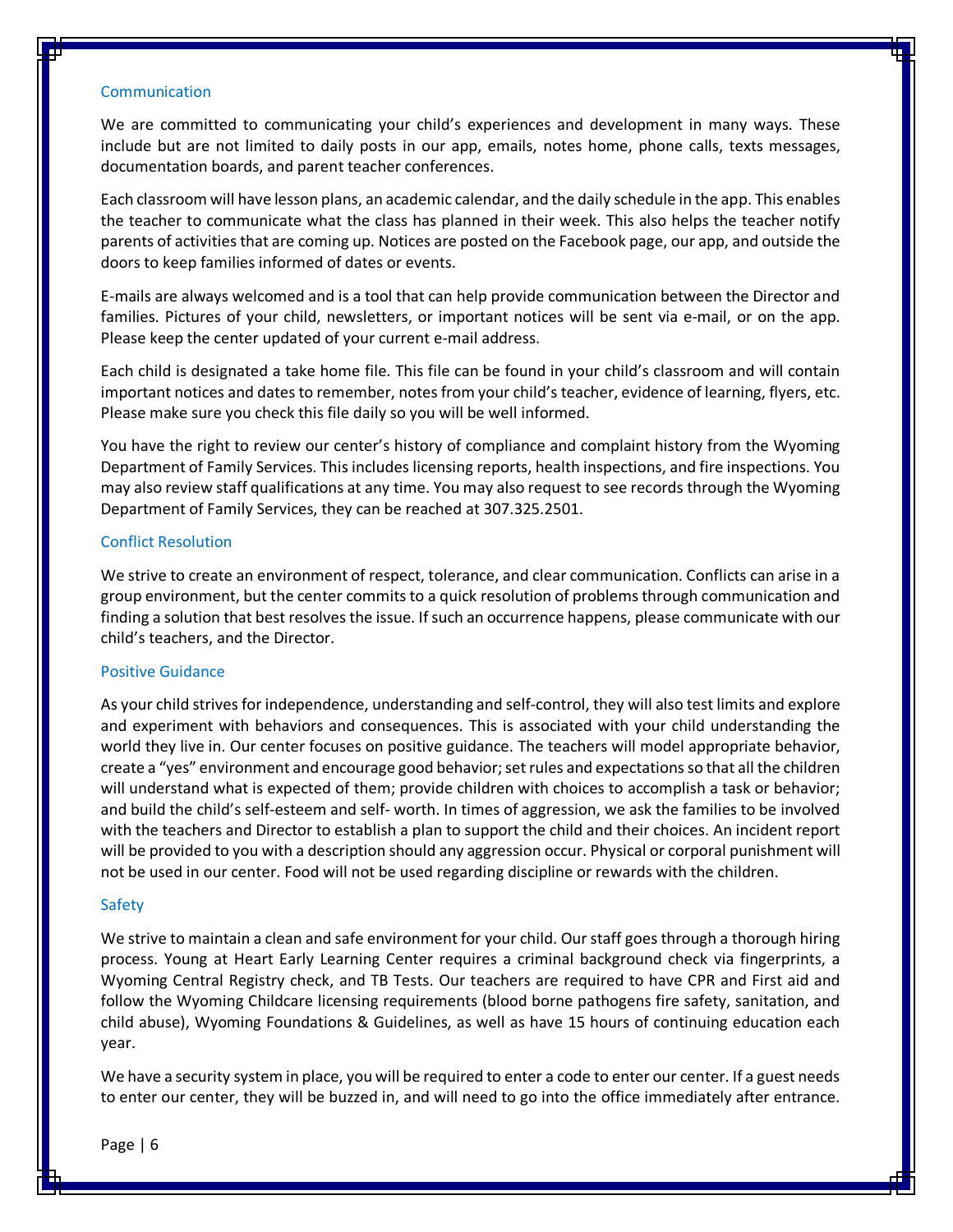## Communication

We are committed to communicating your child's experiences and development in many ways. These include but are not limited to daily posts in our app, emails, notes home, phone calls, texts messages, documentation boards, and parent teacher conferences.

Each classroom will have lesson plans, an academic calendar, and the daily schedule in the app. This enables the teacher to communicate what the class has planned in their week. This also helps the teacher notify parents of activities that are coming up. Notices are posted on the Facebook page, our app, and outside the doors to keep families informed of dates or events.

E-mails are always welcomed and is a tool that can help provide communication between the Director and families. Pictures of your child, newsletters, or important notices will be sent via e-mail, or on the app. Please keep the center updated of your current e-mail address.

Each child is designated a take home file. This file can be found in your child's classroom and will contain important notices and dates to remember, notes from your child's teacher, evidence of learning, flyers, etc. Please make sure you check this file daily so you will be well informed.

You have the right to review our center's history of compliance and complaint history from the Wyoming Department of Family Services. This includes licensing reports, health inspections, and fire inspections. You may also review staff qualifications at any time. You may also request to see records through the Wyoming Department of Family Services, they can be reached at 307.325.2501.

## Conflict Resolution

We strive to create an environment of respect, tolerance, and clear communication. Conflicts can arise in a group environment, but the center commits to a quick resolution of problems through communication and finding a solution that best resolves the issue. If such an occurrence happens, please communicate with our child's teachers, and the Director.

## Positive Guidance

As your child strives for independence, understanding and self-control, they will also test limits and explore and experiment with behaviors and consequences. This is associated with your child understanding the world they live in. Our center focuses on positive guidance. The teachers will model appropriate behavior, create a "yes" environment and encourage good behavior; set rules and expectations so that all the children will understand what is expected of them; provide children with choices to accomplish a task or behavior; and build the child's self-esteem and self- worth. In times of aggression, we ask the families to be involved with the teachers and Director to establish a plan to support the child and their choices. An incident report will be provided to you with a description should any aggression occur. Physical or corporal punishment will not be used in our center. Food will not be used regarding discipline or rewards with the children.

## Safety

We strive to maintain a clean and safe environment for your child. Our staff goes through a thorough hiring process. Young at Heart Early Learning Center requires a criminal background check via fingerprints, a Wyoming Central Registry check, and TB Tests. Our teachers are required to have CPR and First aid and follow the Wyoming Childcare licensing requirements (blood borne pathogens fire safety, sanitation, and child abuse), Wyoming Foundations & Guidelines, as well as have 15 hours of continuing education each year.

We have a security system in place, you will be required to enter a code to enter our center. If a guest needs to enter our center, they will be buzzed in, and will need to go into the office immediately after entrance.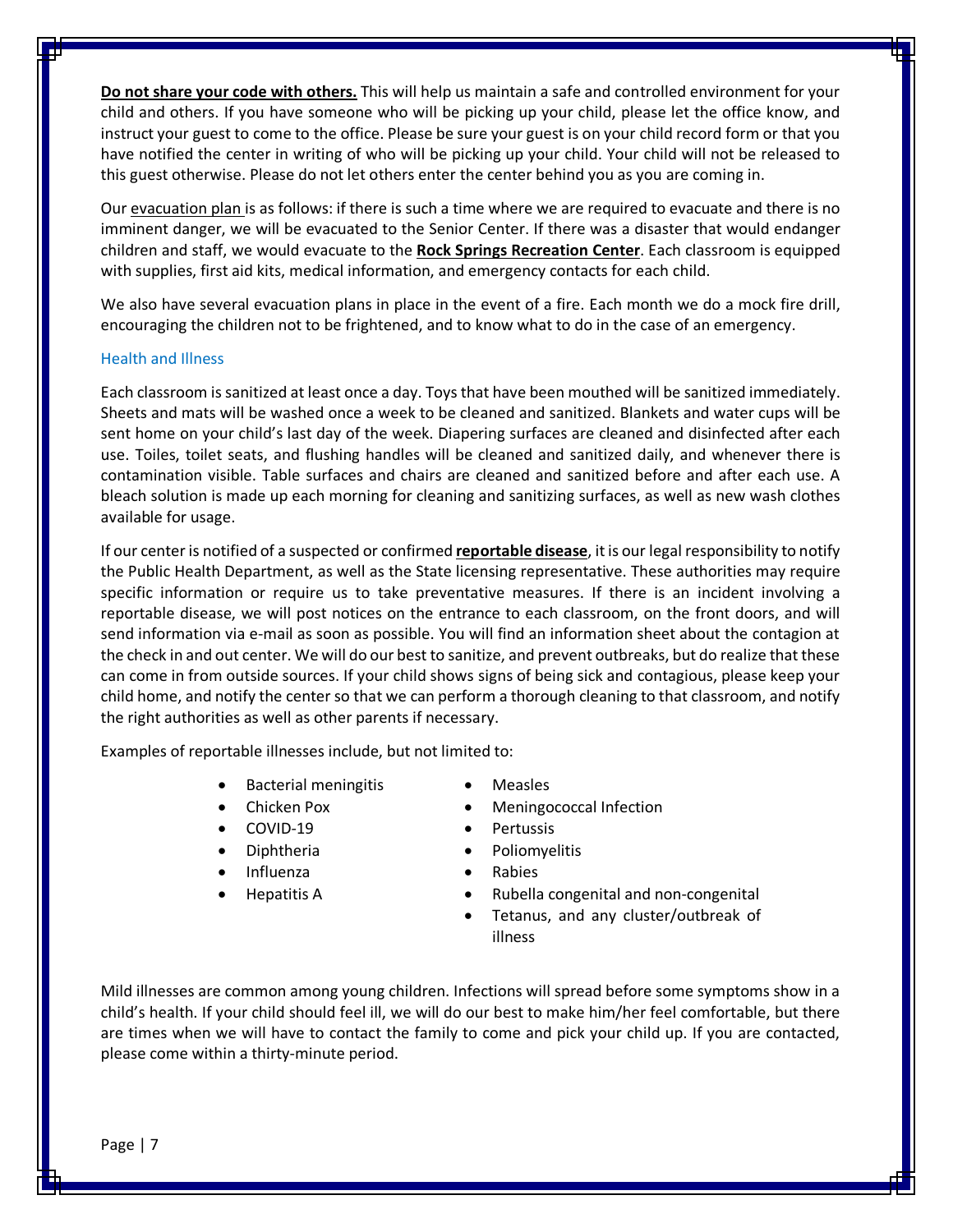**<u>Do not share your code with others.</u>** This will help us maintain a safe and controlled environment for your child and others. If you have someone who will be picking up your child, please let the office know, and instruct your guest to come to the office. Please be sure your guest is on your child record form or that you have notified the center in writing of who will be picking up your child. Your child will not be released to this guest otherwise. Please do not let others enter the center behind you as you are coming in.

Our <u>evacuation plan</u> is as follows: if there is such a time where we are required to evacuate and there is no imminent danger, we will be evacuated to the Senior Center. If there was a disaster that would endanger children and staff, we would evacuate to the **<u>Rock Springs Recreation Center</u>**. Each classroom is equipped with supplies, first aid kits, medical information, and emergency contacts for each child.

We also have several evacuation plans in place in the event of a fire. Each month we do a mock fire drill, encouraging the children not to be frightened, and to know what to do in the case of an emergency.

## Health and Illness

Each classroom is sanitized at least once a day. Toys that have been mouthed will be sanitized immediately. Sheets and mats will be washed once a week to be cleaned and sanitized. Blankets and water cups will be sent home on your child's last day of the week. Diapering surfaces are cleaned and disinfected after each use. Toiles, toilet seats, and flushing handles will be cleaned and sanitized daily, and whenever there is contamination visible. Table surfaces and chairs are cleaned and sanitized before and after each use. A bleach solution is made up each morning for cleaning and sanitizing surfaces, as well as new wash clothes available for usage.

If our center is notified of a suspected or confirmed **<u>reportable disease</u>**, it is our legal responsibility to notify the Public Health Department, as well as the State licensing representative. These authorities may require specific information or require us to take preventative measures. If there is an incident involving a reportable disease, we will post notices on the entrance to each classroom, on the front doors, and will send information via e-mail as soon as possible. You will find an information sheet about the contagion at the check in and out center. We will do our best to sanitize, and prevent outbreaks, but do realize that these can come in from outside sources. If your child shows signs of being sick and contagious, please keep your child home, and notify the center so that we can perform a thorough cleaning to that classroom, and notify the right authorities as well as other parents if necessary.

Examples of reportable illnesses include, but not limited to:

- Bacterial meningitis
- Chicken Pox
- COVID-19
- Diphtheria
- Influenza
- Hepatitis A
- Measles
- Meningococcal Infection
- Pertussis
- Poliomyelitis
- Rabies
- Rubella congenital and non-congenital
- Tetanus, and any cluster/outbreak of illness

Mild illnesses are common among young children. Infections will spread before some symptoms show in a child's health. If your child should feel ill, we will do our best to make him/her feel comfortable, but there are times when we will have to contact the family to come and pick your child up. If you are contacted, please come within a thirty-minute period.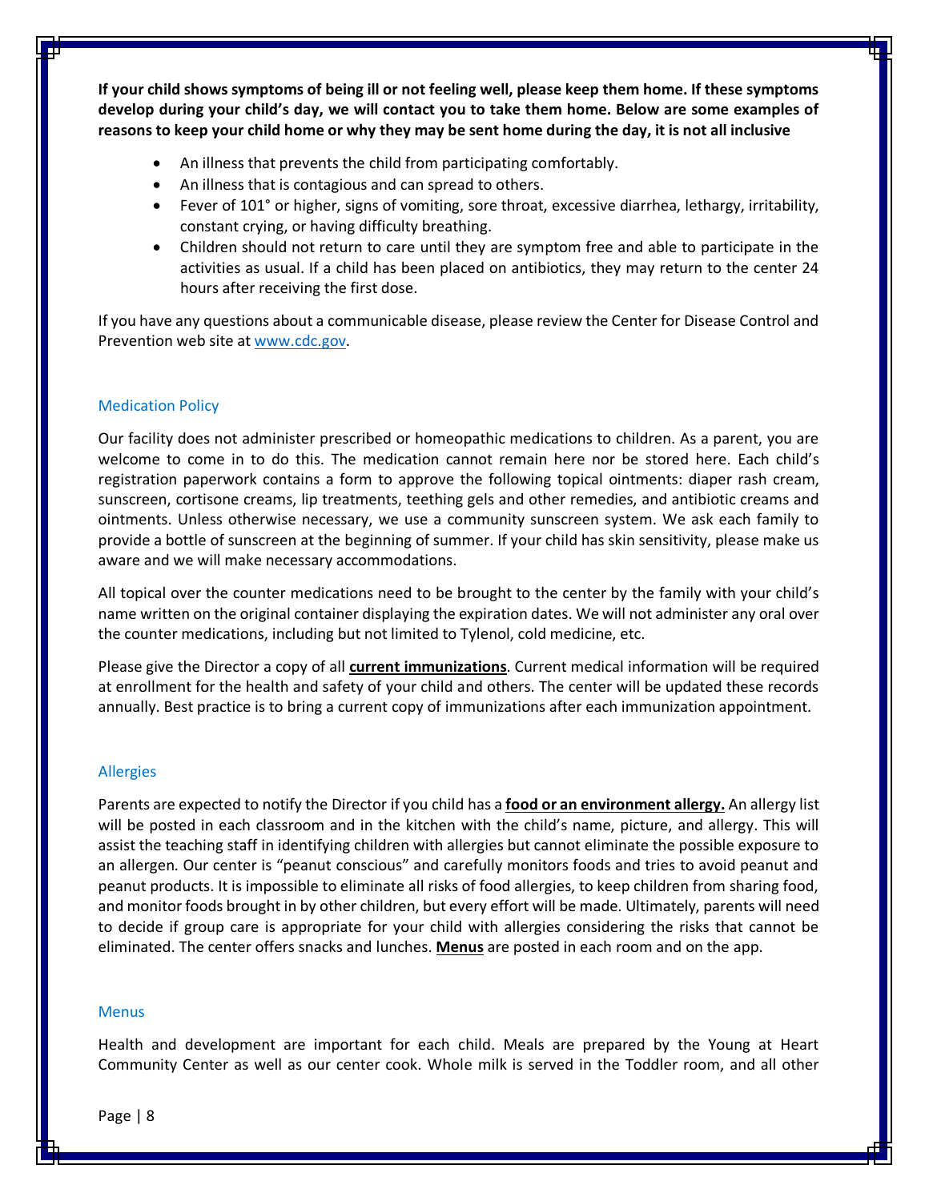**If your child shows symptoms of being ill or not feeling well, please keep them home. If these symptoms develop during your child's day, we will contact you to take them home. Below are some examples of reasons to keep your child home or why they may be sent home during the day, it is not all inclusive**

- An illness that prevents the child from participating comfortably.
- An illness that is contagious and can spread to others.
- Fever of 101° or higher, signs of vomiting, sore throat, excessive diarrhea, lethargy, irritability, constant crying, or having difficulty breathing.
- Children should not return to care until they are symptom free and able to participate in the activities as usual. If a child has been placed on antibiotics, they may return to the center 24 hours after receiving the first dose.

If you have any questions about a communicable disease, please review the Center for Disease Control and Prevention web site at www.cdc.gov.

## Medication Policy

Our facility does not administer prescribed or homeopathic medications to children. As a parent, you are welcome to come in to do this. The medication cannot remain here nor be stored here. Each child's registration paperwork contains a form to approve the following topical ointments: diaper rash cream, sunscreen, cortisone creams, lip treatments, teething gels and other remedies, and antibiotic creams and ointments. Unless otherwise necessary, we use a community sunscreen system. We ask each family to provide a bottle of sunscreen at the beginning of summer. If your child has skin sensitivity, please make us aware and we will make necessary accommodations.

All topical over the counter medications need to be brought to the center by the family with your child's name written on the original container displaying the expiration dates. We will not administer any oral over the counter medications, including but not limited to Tylenol, cold medicine, etc.

Please give the Director a copy of all **current immunizations**. Current medical information will be required at enrollment for the health and safety of your child and others. The center will be updated these records annually. Best practice is to bring a current copy of immunizations after each immunization appointment.

## Allergies

Parents are expected to notify the Director if you child has a **food or an environment allergy.** An allergy list will be posted in each classroom and in the kitchen with the child's name, picture, and allergy. This will assist the teaching staff in identifying children with allergies but cannot eliminate the possible exposure to an allergen. Our center is "peanut conscious" and carefully monitors foods and tries to avoid peanut and peanut products. It is impossible to eliminate all risks of food allergies, to keep children from sharing food, and monitor foods brought in by other children, but every effort will be made. Ultimately, parents will need to decide if group care is appropriate for your child with allergies considering the risks that cannot be eliminated. The center offers snacks and lunches. **Menus** are posted in each room and on the app.

## Menus

Health and development are important for each child. Meals are prepared by the Young at Heart Community Center as well as our center cook. Whole milk is served in the Toddler room, and all other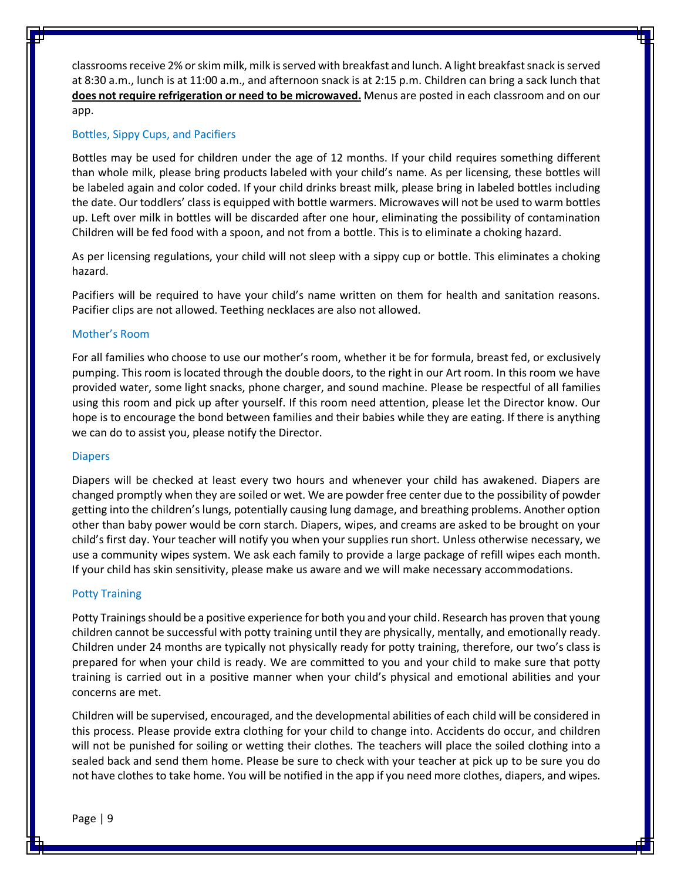classrooms receive 2% or skim milk, milk is served with breakfast and lunch. A light breakfast snack is served at 8:30 a.m., lunch is at 11:00 a.m., and afternoon snack is at 2:15 p.m. Children can bring a sack lunch that **does not require refrigeration or need to be microwaved.** Menus are posted in each classroom and on our app.

### Bottles, Sippy Cups, and Pacifiers

Bottles may be used for children under the age of 12 months. If your child requires something different than whole milk, please bring products labeled with your child's name. As per licensing, these bottles will be labeled again and color coded. If your child drinks breast milk, please bring in labeled bottles including the date. Our toddlers' class is equipped with bottle warmers. Microwaves will not be used to warm bottles up. Left over milk in bottles will be discarded after one hour, eliminating the possibility of contamination Children will be fed food with a spoon, and not from a bottle. This is to eliminate a choking hazard.

As per licensing regulations, your child will not sleep with a sippy cup or bottle. This eliminates a choking hazard.

Pacifiers will be required to have your child's name written on them for health and sanitation reasons. Pacifier clips are not allowed. Teething necklaces are also not allowed.

### Mother's Room

For all families who choose to use our mother's room, whether it be for formula, breast fed, or exclusively pumping. This room is located through the double doors, to the right in our Art room. In this room we have provided water, some light snacks, phone charger, and sound machine. Please be respectful of all families using this room and pick up after yourself. If this room need attention, please let the Director know. Our hope is to encourage the bond between families and their babies while they are eating. If there is anything we can do to assist you, please notify the Director.

### Diapers

Diapers will be checked at least every two hours and whenever your child has awakened. Diapers are changed promptly when they are soiled or wet. We are powder free center due to the possibility of powder getting into the children's lungs, potentially causing lung damage, and breathing problems. Another option other than baby power would be corn starch. Diapers, wipes, and creams are asked to be brought on your child's first day. Your teacher will notify you when your supplies run short. Unless otherwise necessary, we use a community wipes system. We ask each family to provide a large package of refill wipes each month. If your child has skin sensitivity, please make us aware and we will make necessary accommodations.

### Potty Training

Potty Trainings should be a positive experience for both you and your child. Research has proven that young children cannot be successful with potty training until they are physically, mentally, and emotionally ready. Children under 24 months are typically not physically ready for potty training, therefore, our two's class is prepared for when your child is ready. We are committed to you and your child to make sure that potty training is carried out in a positive manner when your child's physical and emotional abilities and your concerns are met.

Children will be supervised, encouraged, and the developmental abilities of each child will be considered in this process. Please provide extra clothing for your child to change into. Accidents do occur, and children will not be punished for soiling or wetting their clothes. The teachers will place the soiled clothing into a sealed back and send them home. Please be sure to check with your teacher at pick up to be sure you do not have clothes to take home. You will be notified in the app if you need more clothes, diapers, and wipes.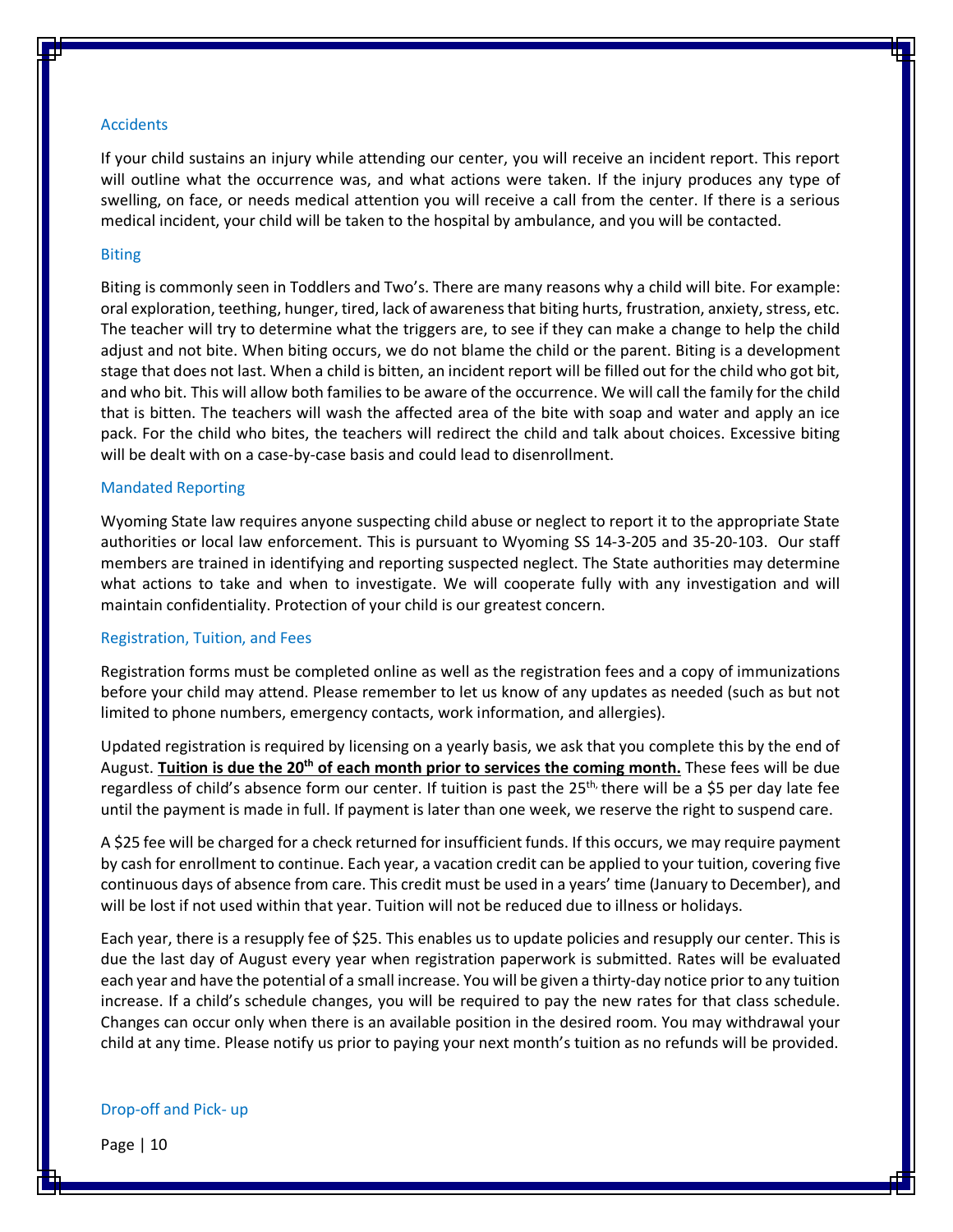## Accidents

If your child sustains an injury while attending our center, you will receive an incident report. This report will outline what the occurrence was, and what actions were taken. If the injury produces any type of swelling, on face, or needs medical attention you will receive a call from the center. If there is a serious medical incident, your child will be taken to the hospital by ambulance, and you will be contacted.

## Biting

Biting is commonly seen in Toddlers and Two's. There are many reasons why a child will bite. For example: oral exploration, teething, hunger, tired, lack of awareness that biting hurts, frustration, anxiety, stress, etc. The teacher will try to determine what the triggers are, to see if they can make a change to help the child adjust and not bite. When biting occurs, we do not blame the child or the parent. Biting is a development stage that does not last. When a child is bitten, an incident report will be filled out for the child who got bit, and who bit. This will allow both families to be aware of the occurrence. We will call the family for the child that is bitten. The teachers will wash the affected area of the bite with soap and water and apply an ice pack. For the child who bites, the teachers will redirect the child and talk about choices. Excessive biting will be dealt with on a case-by-case basis and could lead to disenrollment.

## Mandated Reporting

Wyoming State law requires anyone suspecting child abuse or neglect to report it to the appropriate State authorities or local law enforcement. This is pursuant to Wyoming SS 14-3-205 and 35-20-103. Our staff members are trained in identifying and reporting suspected neglect. The State authorities may determine what actions to take and when to investigate. We will cooperate fully with any investigation and will maintain confidentiality. Protection of your child is our greatest concern.

## Registration, Tuition, and Fees

Registration forms must be completed online as well as the registration fees and a copy of immunizations before your child may attend. Please remember to let us know of any updates as needed (such as but not limited to phone numbers, emergency contacts, work information, and allergies).

Updated registration is required by licensing on a yearly basis, we ask that you complete this by the end of August. **Tuition is due the 20th of each month prior to services the coming month.** These fees will be due regardless of child's absence form our center. If tuition is past the 25th, there will be a $5 per day late fee until the payment is made in full. If payment is later than one week, we reserve the right to suspend care.

A $25 fee will be charged for a check returned for insufficient funds. If this occurs, we may require payment by cash for enrollment to continue. Each year, a vacation credit can be applied to your tuition, covering five continuous days of absence from care. This credit must be used in a years' time (January to December), and will be lost if not used within that year. Tuition will not be reduced due to illness or holidays.

Each year, there is a resupply fee of $25. This enables us to update policies and resupply our center. This is due the last day of August every year when registration paperwork is submitted. Rates will be evaluated each year and have the potential of a small increase. You will be given a thirty-day notice prior to any tuition increase. If a child's schedule changes, you will be required to pay the new rates for that class schedule. Changes can occur only when there is an available position in the desired room. You may withdrawal your child at any time. Please notify us prior to paying your next month's tuition as no refunds will be provided.

## Drop-off and Pick- up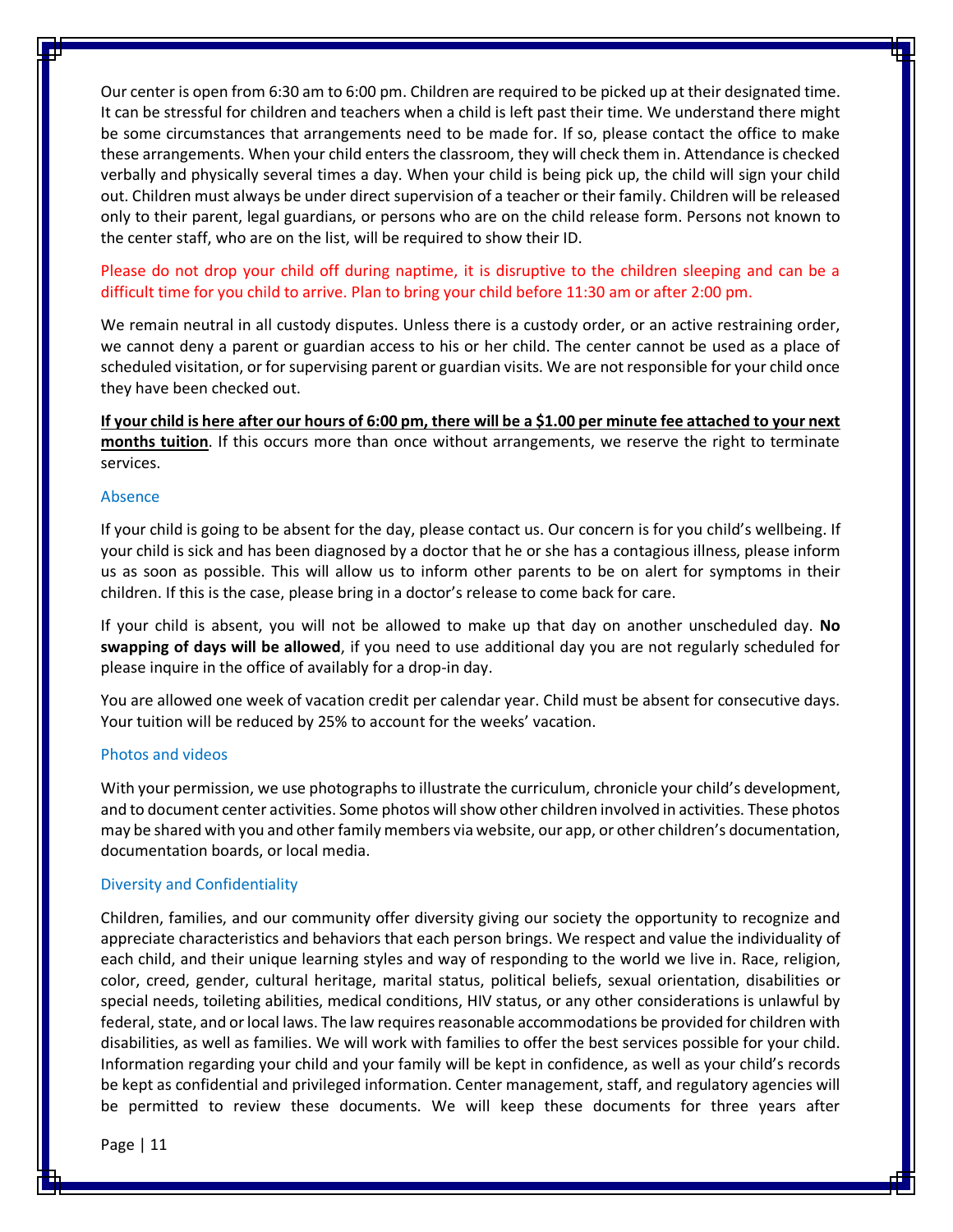Our center is open from 6:30 am to 6:00 pm. Children are required to be picked up at their designated time. It can be stressful for children and teachers when a child is left past their time. We understand there might be some circumstances that arrangements need to be made for. If so, please contact the office to make these arrangements. When your child enters the classroom, they will check them in. Attendance is checked verbally and physically several times a day. When your child is being pick up, the child will sign your child out. Children must always be under direct supervision of a teacher or their family. Children will be released only to their parent, legal guardians, or persons who are on the child release form. Persons not known to the center staff, who are on the list, will be required to show their ID.

Please do not drop your child off during naptime, it is disruptive to the children sleeping and can be a difficult time for you child to arrive. Plan to bring your child before 11:30 am or after 2:00 pm.

We remain neutral in all custody disputes. Unless there is a custody order, or an active restraining order, we cannot deny a parent or guardian access to his or her child. The center cannot be used as a place of scheduled visitation, or for supervising parent or guardian visits. We are not responsible for your child once they have been checked out.

**If your child is here after our hours of 6:00 pm, there will be a $1.00 per minute fee attached to your next months tuition**. If this occurs more than once without arrangements, we reserve the right to terminate services.

### Absence

If your child is going to be absent for the day, please contact us. Our concern is for you child's wellbeing. If your child is sick and has been diagnosed by a doctor that he or she has a contagious illness, please inform us as soon as possible. This will allow us to inform other parents to be on alert for symptoms in their children. If this is the case, please bring in a doctor's release to come back for care.

If your child is absent, you will not be allowed to make up that day on another unscheduled day. **No swapping of days will be allowed**, if you need to use additional day you are not regularly scheduled for please inquire in the office of availably for a drop-in day.

You are allowed one week of vacation credit per calendar year. Child must be absent for consecutive days. Your tuition will be reduced by 25% to account for the weeks' vacation.

### Photos and videos

With your permission, we use photographs to illustrate the curriculum, chronicle your child's development, and to document center activities. Some photos will show other children involved in activities. These photos may be shared with you and other family members via website, our app, or other children's documentation, documentation boards, or local media.

### Diversity and Confidentiality

Children, families, and our community offer diversity giving our society the opportunity to recognize and appreciate characteristics and behaviors that each person brings. We respect and value the individuality of each child, and their unique learning styles and way of responding to the world we live in. Race, religion, color, creed, gender, cultural heritage, marital status, political beliefs, sexual orientation, disabilities or special needs, toileting abilities, medical conditions, HIV status, or any other considerations is unlawful by federal, state, and or local laws. The law requires reasonable accommodations be provided for children with disabilities, as well as families. We will work with families to offer the best services possible for your child. Information regarding your child and your family will be kept in confidence, as well as your child's records be kept as confidential and privileged information. Center management, staff, and regulatory agencies will be permitted to review these documents. We will keep these documents for three years after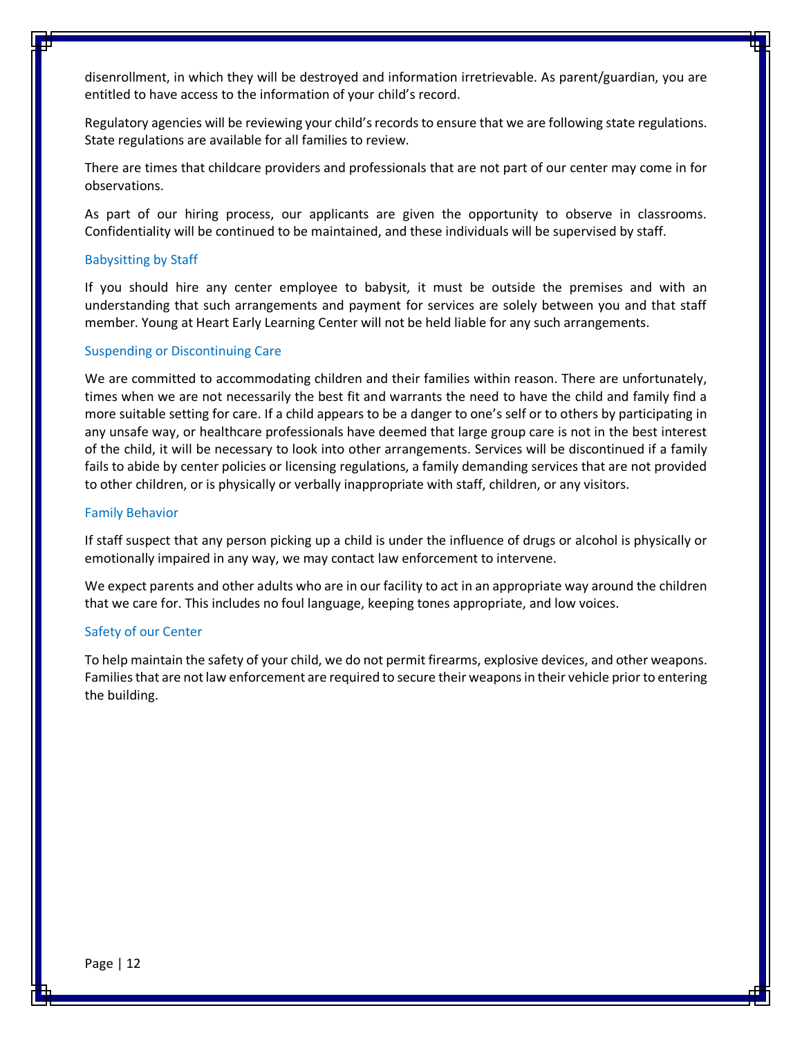disenrollment, in which they will be destroyed and information irretrievable. As parent/guardian, you are entitled to have access to the information of your child's record.

Regulatory agencies will be reviewing your child's records to ensure that we are following state regulations. State regulations are available for all families to review.

There are times that childcare providers and professionals that are not part of our center may come in for observations.

As part of our hiring process, our applicants are given the opportunity to observe in classrooms. Confidentiality will be continued to be maintained, and these individuals will be supervised by staff.

### Babysitting by Staff

If you should hire any center employee to babysit, it must be outside the premises and with an understanding that such arrangements and payment for services are solely between you and that staff member. Young at Heart Early Learning Center will not be held liable for any such arrangements.

### Suspending or Discontinuing Care

We are committed to accommodating children and their families within reason. There are unfortunately, times when we are not necessarily the best fit and warrants the need to have the child and family find a more suitable setting for care. If a child appears to be a danger to one's self or to others by participating in any unsafe way, or healthcare professionals have deemed that large group care is not in the best interest of the child, it will be necessary to look into other arrangements. Services will be discontinued if a family fails to abide by center policies or licensing regulations, a family demanding services that are not provided to other children, or is physically or verbally inappropriate with staff, children, or any visitors.

### Family Behavior

If staff suspect that any person picking up a child is under the influence of drugs or alcohol is physically or emotionally impaired in any way, we may contact law enforcement to intervene.

We expect parents and other adults who are in our facility to act in an appropriate way around the children that we care for. This includes no foul language, keeping tones appropriate, and low voices.

### Safety of our Center

To help maintain the safety of your child, we do not permit firearms, explosive devices, and other weapons. Families that are not law enforcement are required to secure their weapons in their vehicle prior to entering the building.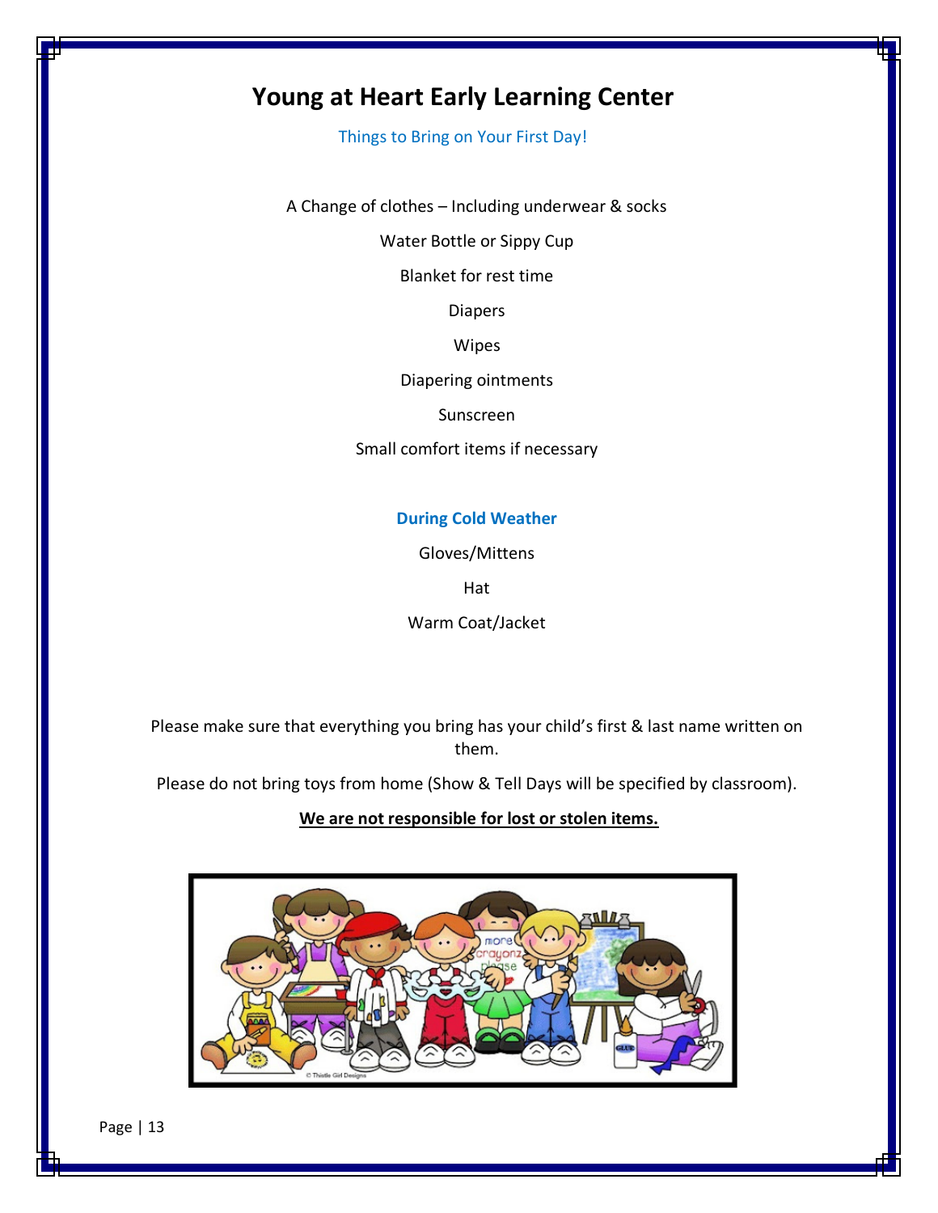# Young at Heart Early Learning Center

Things to Bring on Your First Day!

A Change of clothes – Including underwear & socks

Water Bottle or Sippy Cup

Blanket for rest time

Diapers

Wipes

Diapering ointments

Sunscreen

Small comfort items if necessary

**During Cold Weather**

Gloves/Mittens

Hat

Warm Coat/Jacket

Please make sure that everything you bring has your child's first & last name written on them.

Please do not bring toys from home (Show & Tell Days will be specified by classroom).

**We are not responsible for lost or stolen items.**